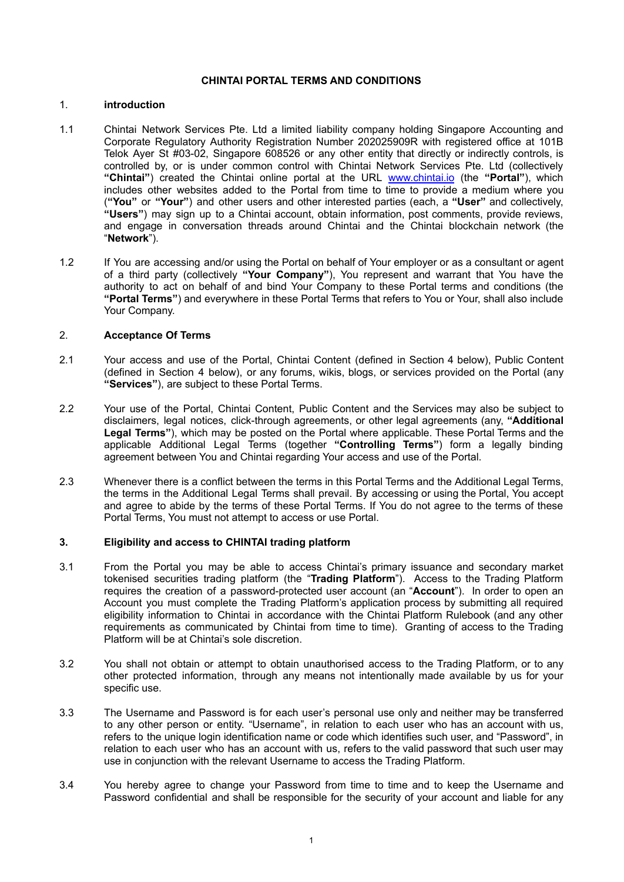# CHINTAI PORTAL TERMS AND CONDITIONS

## 1. introduction

1.1 Chintai Network Services Pte. Ltd a limited liability company holding Singapore Accounting and Corporate Regulatory Authority Registration Number 202025909R with registered office at 101B Telok Ayer St #03-02, Singapore 608526 or any other entity that directly or indirectly controls, is controlled by, or is under common control with Chintai Network Services Pte. Ltd (collectively **"Chintai"**) created the Chintai online portal at the URL www.chintai.io (the **"Portal"**), which includes other websites added to the Portal from time to time to provide a medium where you (**"You"** or **"Your"**) and other users and other interested parties (each, a **"User"** and collectively, **"Users"**) may sign up to a Chintai account, obtain information, post comments, provide reviews, and engage in conversation threads around Chintai and the Chintai blockchain network (the "**Network**").

1.2 If You are accessing and/or using the Portal on behalf of Your employer or as a consultant or agent of a third party (collectively **"Your Company"**), You represent and warrant that You have the authority to act on behalf of and bind Your Company to these Portal terms and conditions (the **"Portal Terms"**) and everywhere in these Portal Terms that refers to You or Your, shall also include Your Company.

## 2. Acceptance Of Terms

2.1 Your access and use of the Portal, Chintai Content (defined in Section 4 below), Public Content (defined in Section 4 below), or any forums, wikis, blogs, or services provided on the Portal (any **"Services"**), are subject to these Portal Terms.

2.2 Your use of the Portal, Chintai Content, Public Content and the Services may also be subject to disclaimers, legal notices, click-through agreements, or other legal agreements (any, **"Additional Legal Terms"**), which may be posted on the Portal where applicable. These Portal Terms and the applicable Additional Legal Terms (together **"Controlling Terms"**) form a legally binding agreement between You and Chintai regarding Your access and use of the Portal.

2.3 Whenever there is a conflict between the terms in this Portal Terms and the Additional Legal Terms, the terms in the Additional Legal Terms shall prevail. By accessing or using the Portal, You accept and agree to abide by the terms of these Portal Terms. If You do not agree to the terms of these Portal Terms, You must not attempt to access or use Portal.

## 3. Eligibility and access to CHINTAI trading platform

3.1 From the Portal you may be able to access Chintai's primary issuance and secondary market tokenised securities trading platform (the "**Trading Platform**"). Access to the Trading Platform requires the creation of a password-protected user account (an "**Account**"). In order to open an Account you must complete the Trading Platform's application process by submitting all required eligibility information to Chintai in accordance with the Chintai Platform Rulebook (and any other requirements as communicated by Chintai from time to time). Granting of access to the Trading Platform will be at Chintai's sole discretion.

3.2 You shall not obtain or attempt to obtain unauthorised access to the Trading Platform, or to any other protected information, through any means not intentionally made available by us for your specific use.

3.3 The Username and Password is for each user's personal use only and neither may be transferred to any other person or entity. "Username", in relation to each user who has an account with us, refers to the unique login identification name or code which identifies such user, and "Password", in relation to each user who has an account with us, refers to the valid password that such user may use in conjunction with the relevant Username to access the Trading Platform.

3.4 You hereby agree to change your Password from time to time and to keep the Username and Password confidential and shall be responsible for the security of your account and liable for any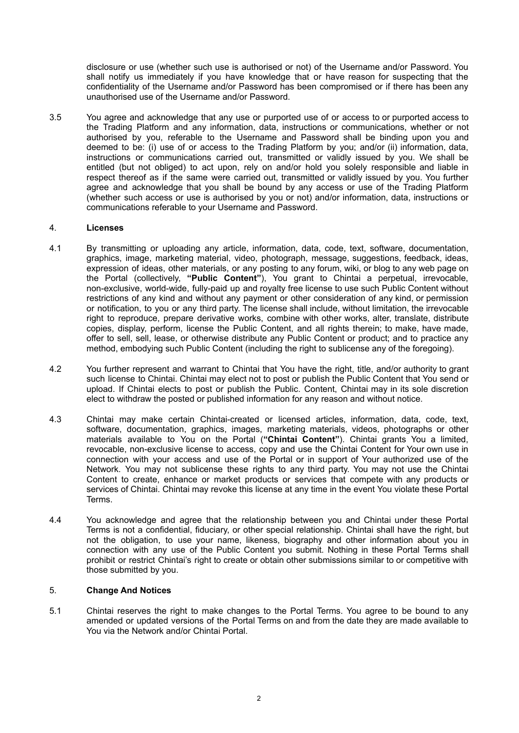disclosure or use (whether such use is authorised or not) of the Username and/or Password. You shall notify us immediately if you have knowledge that or have reason for suspecting that the confidentiality of the Username and/or Password has been compromised or if there has been any unauthorised use of the Username and/or Password.

3.5 You agree and acknowledge that any use or purported use of or access to or purported access to the Trading Platform and any information, data, instructions or communications, whether or not authorised by you, referable to the Username and Password shall be binding upon you and deemed to be: (i) use of or access to the Trading Platform by you; and/or (ii) information, data, instructions or communications carried out, transmitted or validly issued by you. We shall be entitled (but not obliged) to act upon, rely on and/or hold you solely responsible and liable in respect thereof as if the same were carried out, transmitted or validly issued by you. You further agree and acknowledge that you shall be bound by any access or use of the Trading Platform (whether such access or use is authorised by you or not) and/or information, data, instructions or communications referable to your Username and Password.

## 4. **Licenses**

4.1 By transmitting or uploading any article, information, data, code, text, software, documentation, graphics, image, marketing material, video, photograph, message, suggestions, feedback, ideas, expression of ideas, other materials, or any posting to any forum, wiki, or blog to any web page on the Portal (collectively, **"Public Content"**), You grant to Chintai a perpetual, irrevocable, non-exclusive, world-wide, fully-paid up and royalty free license to use such Public Content without restrictions of any kind and without any payment or other consideration of any kind, or permission or notification, to you or any third party. The license shall include, without limitation, the irrevocable right to reproduce, prepare derivative works, combine with other works, alter, translate, distribute copies, display, perform, license the Public Content, and all rights therein; to make, have made, offer to sell, sell, lease, or otherwise distribute any Public Content or product; and to practice any method, embodying such Public Content (including the right to sublicense any of the foregoing).

4.2 You further represent and warrant to Chintai that You have the right, title, and/or authority to grant such license to Chintai. Chintai may elect not to post or publish the Public Content that You send or upload. If Chintai elects to post or publish the Public. Content, Chintai may in its sole discretion elect to withdraw the posted or published information for any reason and without notice.

4.3 Chintai may make certain Chintai-created or licensed articles, information, data, code, text, software, documentation, graphics, images, marketing materials, videos, photographs or other materials available to You on the Portal (**"Chintai Content"**). Chintai grants You a limited, revocable, non-exclusive license to access, copy and use the Chintai Content for Your own use in connection with your access and use of the Portal or in support of Your authorized use of the Network. You may not sublicense these rights to any third party. You may not use the Chintai Content to create, enhance or market products or services that compete with any products or services of Chintai. Chintai may revoke this license at any time in the event You violate these Portal Terms.

4.4 You acknowledge and agree that the relationship between you and Chintai under these Portal Terms is not a confidential, fiduciary, or other special relationship. Chintai shall have the right, but not the obligation, to use your name, likeness, biography and other information about you in connection with any use of the Public Content you submit. Nothing in these Portal Terms shall prohibit or restrict Chintai's right to create or obtain other submissions similar to or competitive with those submitted by you.

## 5. **Change And Notices**

5.1 Chintai reserves the right to make changes to the Portal Terms. You agree to be bound to any amended or updated versions of the Portal Terms on and from the date they are made available to You via the Network and/or Chintai Portal.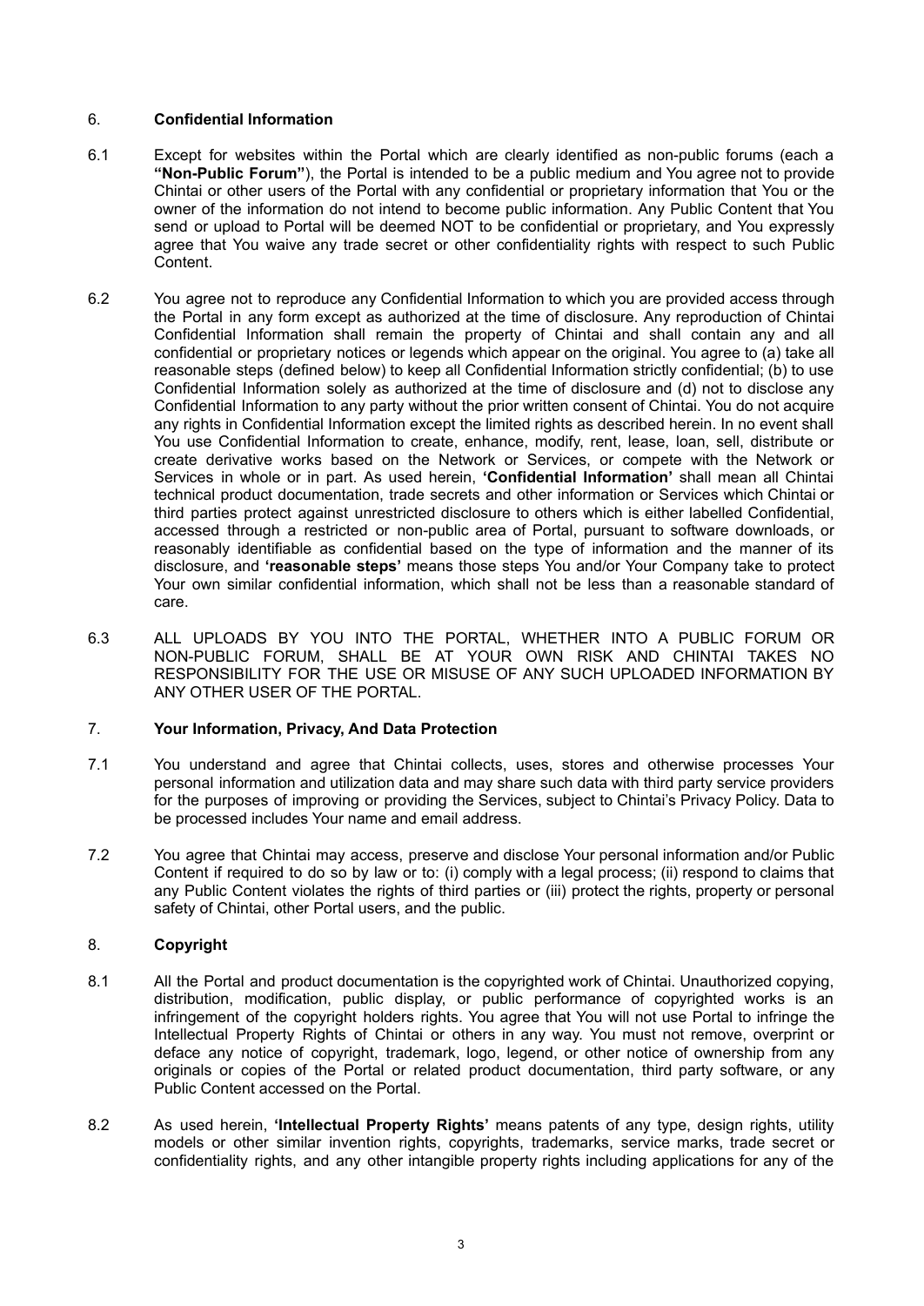## 6. **Confidential Information**

6.1 Except for websites within the Portal which are clearly identified as non-public forums (each a **"Non-Public Forum"**), the Portal is intended to be a public medium and You agree not to provide Chintai or other users of the Portal with any confidential or proprietary information that You or the owner of the information do not intend to become public information. Any Public Content that You send or upload to Portal will be deemed NOT to be confidential or proprietary, and You expressly agree that You waive any trade secret or other confidentiality rights with respect to such Public Content.

6.2 You agree not to reproduce any Confidential Information to which you are provided access through the Portal in any form except as authorized at the time of disclosure. Any reproduction of Chintai Confidential Information shall remain the property of Chintai and shall contain any and all confidential or proprietary notices or legends which appear on the original. You agree to (a) take all reasonable steps (defined below) to keep all Confidential Information strictly confidential; (b) to use Confidential Information solely as authorized at the time of disclosure and (d) not to disclose any Confidential Information to any party without the prior written consent of Chintai. You do not acquire any rights in Confidential Information except the limited rights as described herein. In no event shall You use Confidential Information to create, enhance, modify, rent, lease, loan, sell, distribute or create derivative works based on the Network or Services, or compete with the Network or Services in whole or in part. As used herein, **'Confidential Information'** shall mean all Chintai technical product documentation, trade secrets and other information or Services which Chintai or third parties protect against unrestricted disclosure to others which is either labelled Confidential, accessed through a restricted or non-public area of Portal, pursuant to software downloads, or reasonably identifiable as confidential based on the type of information and the manner of its disclosure, and **'reasonable steps'** means those steps You and/or Your Company take to protect Your own similar confidential information, which shall not be less than a reasonable standard of care.

6.3 ALL UPLOADS BY YOU INTO THE PORTAL, WHETHER INTO A PUBLIC FORUM OR NON-PUBLIC FORUM, SHALL BE AT YOUR OWN RISK AND CHINTAI TAKES NO RESPONSIBILITY FOR THE USE OR MISUSE OF ANY SUCH UPLOADED INFORMATION BY ANY OTHER USER OF THE PORTAL.

## 7. **Your Information, Privacy, And Data Protection**

7.1 You understand and agree that Chintai collects, uses, stores and otherwise processes Your personal information and utilization data and may share such data with third party service providers for the purposes of improving or providing the Services, subject to Chintai's Privacy Policy. Data to be processed includes Your name and email address.

7.2 You agree that Chintai may access, preserve and disclose Your personal information and/or Public Content if required to do so by law or to: (i) comply with a legal process; (ii) respond to claims that any Public Content violates the rights of third parties or (iii) protect the rights, property or personal safety of Chintai, other Portal users, and the public.

## 8. **Copyright**

8.1 All the Portal and product documentation is the copyrighted work of Chintai. Unauthorized copying, distribution, modification, public display, or public performance of copyrighted works is an infringement of the copyright holders rights. You agree that You will not use Portal to infringe the Intellectual Property Rights of Chintai or others in any way. You must not remove, overprint or deface any notice of copyright, trademark, logo, legend, or other notice of ownership from any originals or copies of the Portal or related product documentation, third party software, or any Public Content accessed on the Portal.

8.2 As used herein, **'Intellectual Property Rights'** means patents of any type, design rights, utility models or other similar invention rights, copyrights, trademarks, service marks, trade secret or confidentiality rights, and any other intangible property rights including applications for any of the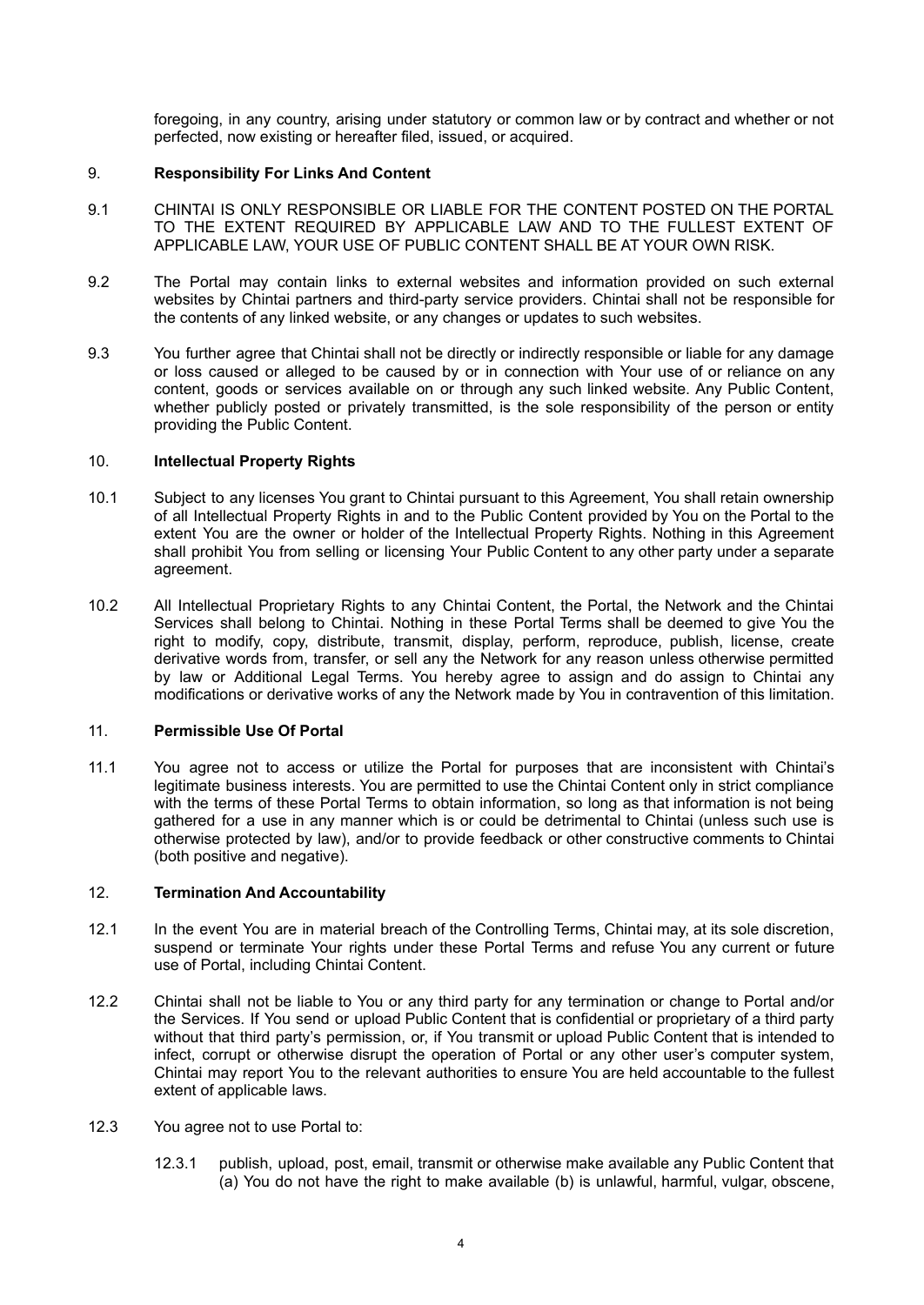foregoing, in any country, arising under statutory or common law or by contract and whether or not perfected, now existing or hereafter filed, issued, or acquired.

## 9. Responsibility For Links And Content

9.1 CHINTAI IS ONLY RESPONSIBLE OR LIABLE FOR THE CONTENT POSTED ON THE PORTAL TO THE EXTENT REQUIRED BY APPLICABLE LAW AND TO THE FULLEST EXTENT OF APPLICABLE LAW, YOUR USE OF PUBLIC CONTENT SHALL BE AT YOUR OWN RISK.

9.2 The Portal may contain links to external websites and information provided on such external websites by Chintai partners and third-party service providers. Chintai shall not be responsible for the contents of any linked website, or any changes or updates to such websites.

9.3 You further agree that Chintai shall not be directly or indirectly responsible or liable for any damage or loss caused or alleged to be caused by or in connection with Your use of or reliance on any content, goods or services available on or through any such linked website. Any Public Content, whether publicly posted or privately transmitted, is the sole responsibility of the person or entity providing the Public Content.

## 10. Intellectual Property Rights

10.1 Subject to any licenses You grant to Chintai pursuant to this Agreement, You shall retain ownership of all Intellectual Property Rights in and to the Public Content provided by You on the Portal to the extent You are the owner or holder of the Intellectual Property Rights. Nothing in this Agreement shall prohibit You from selling or licensing Your Public Content to any other party under a separate agreement.

10.2 All Intellectual Proprietary Rights to any Chintai Content, the Portal, the Network and the Chintai Services shall belong to Chintai. Nothing in these Portal Terms shall be deemed to give You the right to modify, copy, distribute, transmit, display, perform, reproduce, publish, license, create derivative words from, transfer, or sell any the Network for any reason unless otherwise permitted by law or Additional Legal Terms. You hereby agree to assign and do assign to Chintai any modifications or derivative works of any the Network made by You in contravention of this limitation.

## 11. Permissible Use Of Portal

11.1 You agree not to access or utilize the Portal for purposes that are inconsistent with Chintai's legitimate business interests. You are permitted to use the Chintai Content only in strict compliance with the terms of these Portal Terms to obtain information, so long as that information is not being gathered for a use in any manner which is or could be detrimental to Chintai (unless such use is otherwise protected by law), and/or to provide feedback or other constructive comments to Chintai (both positive and negative).

## 12. Termination And Accountability

12.1 In the event You are in material breach of the Controlling Terms, Chintai may, at its sole discretion, suspend or terminate Your rights under these Portal Terms and refuse You any current or future use of Portal, including Chintai Content.

12.2 Chintai shall not be liable to You or any third party for any termination or change to Portal and/or the Services. If You send or upload Public Content that is confidential or proprietary of a third party without that third party's permission, or, if You transmit or upload Public Content that is intended to infect, corrupt or otherwise disrupt the operation of Portal or any other user's computer system, Chintai may report You to the relevant authorities to ensure You are held accountable to the fullest extent of applicable laws.

12.3 You agree not to use Portal to:

12.3.1 publish, upload, post, email, transmit or otherwise make available any Public Content that (a) You do not have the right to make available (b) is unlawful, harmful, vulgar, obscene,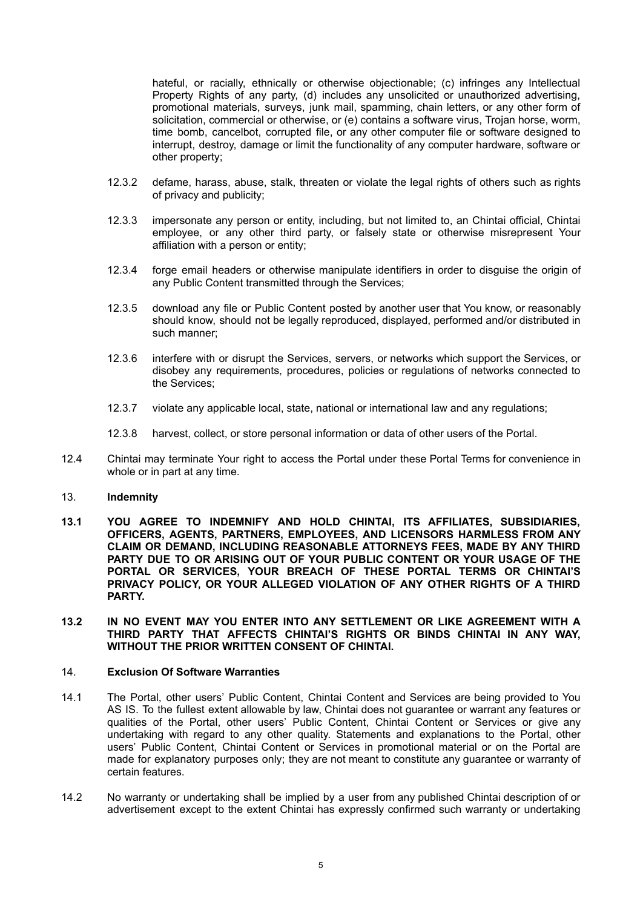hateful, or racially, ethnically or otherwise objectionable; (c) infringes any Intellectual Property Rights of any party, (d) includes any unsolicited or unauthorized advertising, promotional materials, surveys, junk mail, spamming, chain letters, or any other form of solicitation, commercial or otherwise, or (e) contains a software virus, Trojan horse, worm, time bomb, cancelbot, corrupted file, or any other computer file or software designed to interrupt, destroy, damage or limit the functionality of any computer hardware, software or other property;

12.3.2 defame, harass, abuse, stalk, threaten or violate the legal rights of others such as rights of privacy and publicity;

12.3.3 impersonate any person or entity, including, but not limited to, an Chintai official, Chintai employee, or any other third party, or falsely state or otherwise misrepresent Your affiliation with a person or entity;

12.3.4 forge email headers or otherwise manipulate identifiers in order to disguise the origin of any Public Content transmitted through the Services;

12.3.5 download any file or Public Content posted by another user that You know, or reasonably should know, should not be legally reproduced, displayed, performed and/or distributed in such manner;

12.3.6 interfere with or disrupt the Services, servers, or networks which support the Services, or disobey any requirements, procedures, policies or regulations of networks connected to the Services;

12.3.7 violate any applicable local, state, national or international law and any regulations;

12.3.8 harvest, collect, or store personal information or data of other users of the Portal.

12.4 Chintai may terminate Your right to access the Portal under these Portal Terms for convenience in whole or in part at any time.

## 13. **Indemnity**

**13.1 YOU AGREE TO INDEMNIFY AND HOLD CHINTAI, ITS AFFILIATES, SUBSIDIARIES, OFFICERS, AGENTS, PARTNERS, EMPLOYEES, AND LICENSORS HARMLESS FROM ANY CLAIM OR DEMAND, INCLUDING REASONABLE ATTORNEYS FEES, MADE BY ANY THIRD PARTY DUE TO OR ARISING OUT OF YOUR PUBLIC CONTENT OR YOUR USAGE OF THE PORTAL OR SERVICES, YOUR BREACH OF THESE PORTAL TERMS OR CHINTAI'S PRIVACY POLICY, OR YOUR ALLEGED VIOLATION OF ANY OTHER RIGHTS OF A THIRD PARTY.**

**13.2 IN NO EVENT MAY YOU ENTER INTO ANY SETTLEMENT OR LIKE AGREEMENT WITH A THIRD PARTY THAT AFFECTS CHINTAI'S RIGHTS OR BINDS CHINTAI IN ANY WAY, WITHOUT THE PRIOR WRITTEN CONSENT OF CHINTAI.**

## 14. **Exclusion Of Software Warranties**

14.1 The Portal, other users' Public Content, Chintai Content and Services are being provided to You AS IS. To the fullest extent allowable by law, Chintai does not guarantee or warrant any features or qualities of the Portal, other users' Public Content, Chintai Content or Services or give any undertaking with regard to any other quality. Statements and explanations to the Portal, other users' Public Content, Chintai Content or Services in promotional material or on the Portal are made for explanatory purposes only; they are not meant to constitute any guarantee or warranty of certain features.

14.2 No warranty or undertaking shall be implied by a user from any published Chintai description of or advertisement except to the extent Chintai has expressly confirmed such warranty or undertaking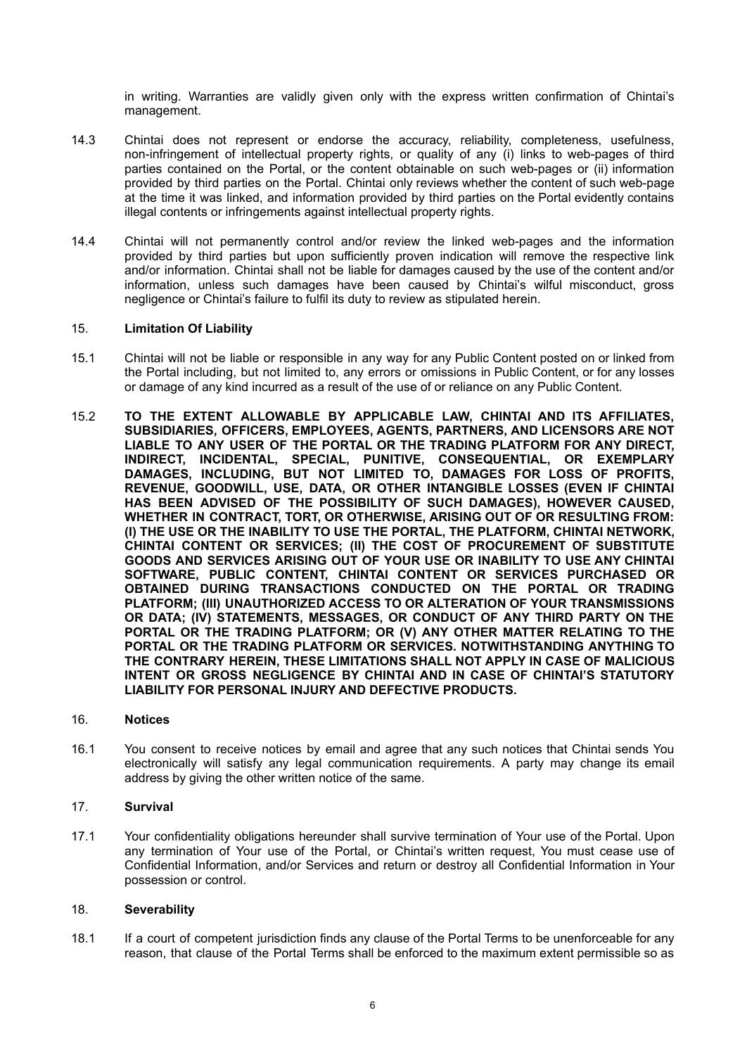in writing. Warranties are validly given only with the express written confirmation of Chintai's management.

14.3 Chintai does not represent or endorse the accuracy, reliability, completeness, usefulness, non-infringement of intellectual property rights, or quality of any (i) links to web-pages of third parties contained on the Portal, or the content obtainable on such web-pages or (ii) information provided by third parties on the Portal. Chintai only reviews whether the content of such web-page at the time it was linked, and information provided by third parties on the Portal evidently contains illegal contents or infringements against intellectual property rights.

14.4 Chintai will not permanently control and/or review the linked web-pages and the information provided by third parties but upon sufficiently proven indication will remove the respective link and/or information. Chintai shall not be liable for damages caused by the use of the content and/or information, unless such damages have been caused by Chintai's wilful misconduct, gross negligence or Chintai's failure to fulfil its duty to review as stipulated herein.

## 15. Limitation Of Liability

15.1 Chintai will not be liable or responsible in any way for any Public Content posted on or linked from the Portal including, but not limited to, any errors or omissions in Public Content, or for any losses or damage of any kind incurred as a result of the use of or reliance on any Public Content.

15.2 **TO THE EXTENT ALLOWABLE BY APPLICABLE LAW, CHINTAI AND ITS AFFILIATES, SUBSIDIARIES, OFFICERS, EMPLOYEES, AGENTS, PARTNERS, AND LICENSORS ARE NOT LIABLE TO ANY USER OF THE PORTAL OR THE TRADING PLATFORM FOR ANY DIRECT, INDIRECT, INCIDENTAL, SPECIAL, PUNITIVE, CONSEQUENTIAL, OR EXEMPLARY DAMAGES, INCLUDING, BUT NOT LIMITED TO, DAMAGES FOR LOSS OF PROFITS, REVENUE, GOODWILL, USE, DATA, OR OTHER INTANGIBLE LOSSES (EVEN IF CHINTAI HAS BEEN ADVISED OF THE POSSIBILITY OF SUCH DAMAGES), HOWEVER CAUSED, WHETHER IN CONTRACT, TORT, OR OTHERWISE, ARISING OUT OF OR RESULTING FROM: (I) THE USE OR THE INABILITY TO USE THE PORTAL, THE PLATFORM, CHINTAI NETWORK, CHINTAI CONTENT OR SERVICES; (II) THE COST OF PROCUREMENT OF SUBSTITUTE GOODS AND SERVICES ARISING OUT OF YOUR USE OR INABILITY TO USE ANY CHINTAI SOFTWARE, PUBLIC CONTENT, CHINTAI CONTENT OR SERVICES PURCHASED OR OBTAINED DURING TRANSACTIONS CONDUCTED ON THE PORTAL OR TRADING PLATFORM; (III) UNAUTHORIZED ACCESS TO OR ALTERATION OF YOUR TRANSMISSIONS OR DATA; (IV) STATEMENTS, MESSAGES, OR CONDUCT OF ANY THIRD PARTY ON THE PORTAL OR THE TRADING PLATFORM; OR (V) ANY OTHER MATTER RELATING TO THE PORTAL OR THE TRADING PLATFORM OR SERVICES. NOTWITHSTANDING ANYTHING TO THE CONTRARY HEREIN, THESE LIMITATIONS SHALL NOT APPLY IN CASE OF MALICIOUS INTENT OR GROSS NEGLIGENCE BY CHINTAI AND IN CASE OF CHINTAI'S STATUTORY LIABILITY FOR PERSONAL INJURY AND DEFECTIVE PRODUCTS.**

## 16. Notices

16.1 You consent to receive notices by email and agree that any such notices that Chintai sends You electronically will satisfy any legal communication requirements. A party may change its email address by giving the other written notice of the same.

## 17. Survival

17.1 Your confidentiality obligations hereunder shall survive termination of Your use of the Portal. Upon any termination of Your use of the Portal, or Chintai's written request, You must cease use of Confidential Information, and/or Services and return or destroy all Confidential Information in Your possession or control.

## 18. Severability

18.1 If a court of competent jurisdiction finds any clause of the Portal Terms to be unenforceable for any reason, that clause of the Portal Terms shall be enforced to the maximum extent permissible so as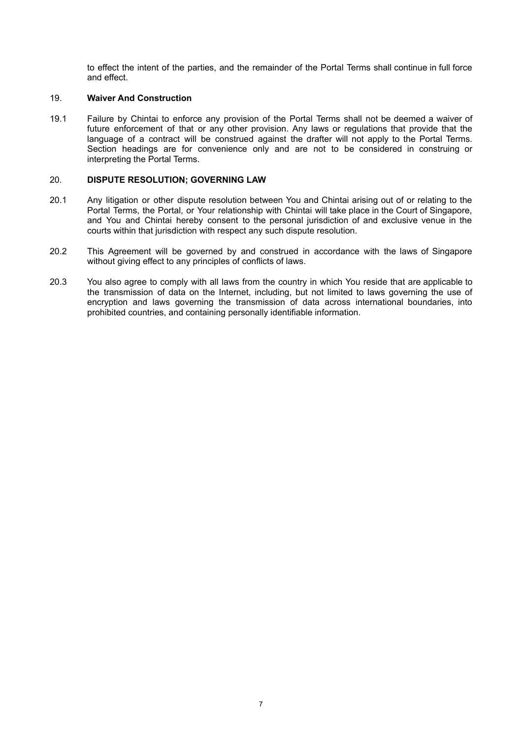to effect the intent of the parties, and the remainder of the Portal Terms shall continue in full force and effect.

## 19. **Waiver And Construction**

19.1 Failure by Chintai to enforce any provision of the Portal Terms shall not be deemed a waiver of future enforcement of that or any other provision. Any laws or regulations that provide that the language of a contract will be construed against the drafter will not apply to the Portal Terms. Section headings are for convenience only and are not to be considered in construing or interpreting the Portal Terms.

## 20. **DISPUTE RESOLUTION; GOVERNING LAW**

20.1 Any litigation or other dispute resolution between You and Chintai arising out of or relating to the Portal Terms, the Portal, or Your relationship with Chintai will take place in the Court of Singapore, and You and Chintai hereby consent to the personal jurisdiction of and exclusive venue in the courts within that jurisdiction with respect any such dispute resolution.

20.2 This Agreement will be governed by and construed in accordance with the laws of Singapore without giving effect to any principles of conflicts of laws.

20.3 You also agree to comply with all laws from the country in which You reside that are applicable to the transmission of data on the Internet, including, but not limited to laws governing the use of encryption and laws governing the transmission of data across international boundaries, into prohibited countries, and containing personally identifiable information.